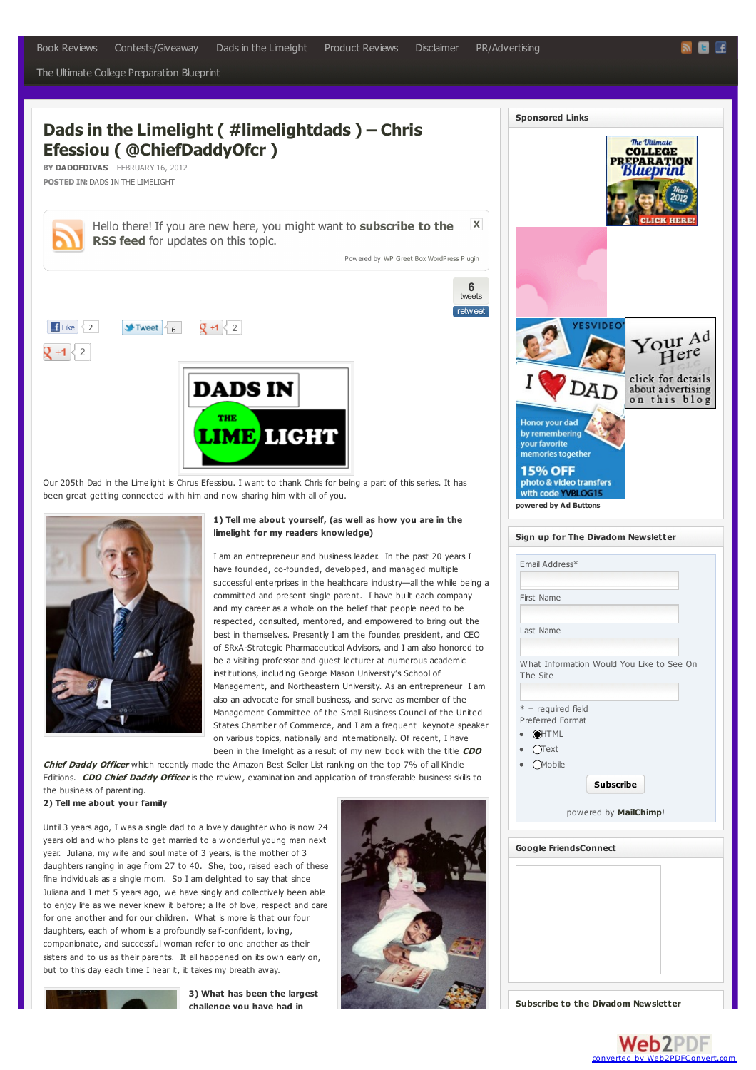Book Reviews | Contests/Giveaway | Dads in the Limelight | Product Reviews | Disclaimer | PR/Advertising | The Ultimate College Preparation Blueprint

# Dads in the Limelight ( #limelightdads ) – Chris Efessiou ( @ChiefDaddyOfcr )

**BY DADOFDIVAS** – FEBRUARY 16, 2012

**POSTED IN:** DADS IN THE LIMELIGHT

Hello there! If you are new here, you might want to **subscribe to the RSS feed** for updates on this topic.

Powered by WP Greet Box WordPress Plugin

6 tweets retweet

Like 2 | Tweet 6 | +1 2

+1 2

DADS IN THE LIME LIGHT

Our 205th Dad in the Limelight is Chrus Efessiou. I want to thank Chris for being a part of this series. It has been great getting connected with him and now sharing him with all of you.

**1) Tell me about yourself, (as well as how you are in the limelight for my readers knowledge)**

I am an entrepreneur and business leader. In the past 20 years I have founded, co-founded, developed, and managed multiple successful enterprises in the healthcare industry—all the while being a committed and present single parent. I have built each company and my career as a whole on the belief that people need to be respected, consulted, mentored, and empowered to bring out the best in themselves. Presently I am the founder, president, and CEO of SRxA-Strategic Pharmaceutical Advisors, and I am also honored to be a visiting professor and guest lecturer at numerous academic institutions, including George Mason University's School of Management, and Northeastern University. As an entrepreneur I am also an advocate for small business, and serve as member of the Management Committee of the Small Business Council of the United States Chamber of Commerce, and I am a frequent keynote speaker on various topics, nationally and internationally. Of recent, I have been in the limelight as a result of my new book with the title ***CDO Chief Daddy Officer*** which recently made the Amazon Best Seller List ranking on the top 7% of all Kindle Editions. ***CDO Chief Daddy Officer*** is the review, examination and application of transferable business skills to the business of parenting.

**2) Tell me about your family**

Until 3 years ago, I was a single dad to a lovely daughter who is now 24 years old and who plans to get married to a wonderful young man next year. Juliana, my wife and soul mate of 3 years, is the mother of 3 daughters ranging in age from 27 to 40. She, too, raised each of these fine individuals as a single mom. So I am delighted to say that since Juliana and I met 5 years ago, we have singly and collectively been able to enjoy life as we never knew it before; a life of love, respect and care for one another and for our children. What is more is that our four daughters, each of whom is a profoundly self-confident, loving, companionate, and successful woman refer to one another as their sisters and to us as their parents. It all happened on its own early on, but to this day each time I hear it, it takes my breath away.

**3) What has been the largest challenge you have had in**

## Sponsored Links

The Ultimate COLLEGE PREPARATION Blueprint — New! 2012 — CLICK HERE!

YESVIDEO — I ♥ DAD — Honor your dad by remembering your favorite memories together — 15% OFF photo & video transfers with code YVBLOG15

Your Ad Here — click for details about advertising on this blog

powered by Ad Buttons

## Sign up for The Divadom Newsletter

Email Address*

First Name

Last Name

What Information Would You Like to See On The Site

\* = required field

Preferred Format

- HTML
- Text
- Mobile

Subscribe

powered by **MailChimp**!

## Google FriendsConnect

## Subscribe to the Divadom Newsletter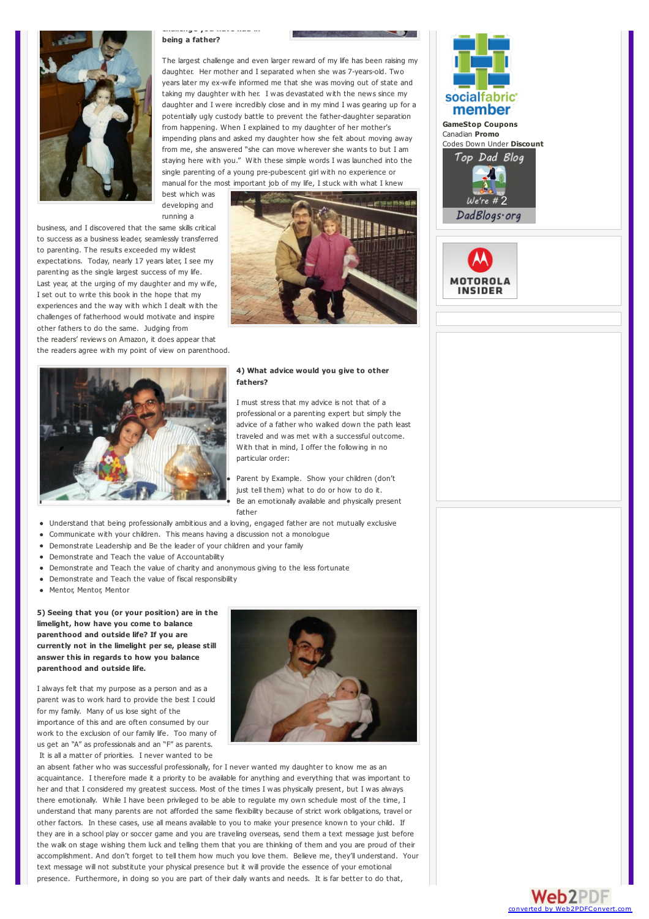**being a father?**

The largest challenge and even larger reward of my life has been raising my daughter. Her mother and I separated when she was 7-years-old. Two years later my ex-wife informed me that she was moving out of state and taking my daughter with her. I was devastated with the news since my daughter and I were incredibly close and in my mind I was gearing up for a potentially ugly custody battle to prevent the father-daughter separation from happening. When I explained to my daughter of her mother's impending plans and asked my daughter how she felt about moving away from me, she answered "she can move wherever she wants to but I am staying here with you." With these simple words I was launched into the single parenting of a young pre-pubescent girl with no experience or manual for the most important job of my life, I stuck with what I knew best which was developing and running a business, and I discovered that the same skills critical to success as a business leader, seamlessly transferred to parenting. The results exceeded my wildest expectations. Today, nearly 17 years later, I see my parenting as the single largest success of my life. Last year, at the urging of my daughter and my wife, I set out to write this book in the hope that my experiences and the way with which I dealt with the challenges of fatherhood would motivate and inspire other fathers to do the same. Judging from the readers' reviews on Amazon, it does appear that the readers agree with my point of view on parenthood.

**4) What advice would you give to other fathers?**

I must stress that my advice is not that of a professional or a parenting expert but simply the advice of a father who walked down the path least traveled and was met with a successful outcome. With that in mind, I offer the following in no particular order:

- Parent by Example. Show your children (don't just tell them) what to do or how to do it.
- Be an emotionally available and physically present father
- Understand that being professionally ambitious and a loving, engaged father are not mutually exclusive
- Communicate with your children. This means having a discussion not a monologue
- Demonstrate Leadership and Be the leader of your children and your family
- Demonstrate and Teach the value of Accountability
- Demonstrate and Teach the value of charity and anonymous giving to the less fortunate
- Demonstrate and Teach the value of fiscal responsibility
- Mentor, Mentor, Mentor

**5) Seeing that you (or your position) are in the limelight, how have you come to balance parenthood and outside life? If you are currently not in the limelight per se, please still answer this in regards to how you balance parenthood and outside life.**

I always felt that my purpose as a person and as a parent was to work hard to provide the best I could for my family. Many of us lose sight of the importance of this and are often consumed by our work to the exclusion of our family life. Too many of us get an "A" as professionals and an "F" as parents. It is all a matter of priorities. I never wanted to be an absent father who was successful professionally, for I never wanted my daughter to know me as an acquaintance. I therefore made it a priority to be available for anything and everything that was important to her and that I considered my greatest success. Most of the times I was physically present, but I was always there emotionally. While I have been privileged to be able to regulate my own schedule most of the time, I understand that many parents are not afforded the same flexibility because of strict work obligations, travel or other factors. In these cases, use all means available to you to make your presence known to your child. If they are in a school play or soccer game and you are traveling overseas, send them a text message just before the walk on stage wishing them luck and telling them that you are thinking of them and you are proud of their accomplishment. And don't forget to tell them how much you love them. Believe me, they'll understand. Your text message will not substitute your physical presence but it will provide the essence of your emotional presence. Furthermore, in doing so you are part of their daily wants and needs. It is far better to do that,

socialfabric member

**GameStop Coupons**
Canadian **Promo** Codes Down Under **Discount**

Top Dad Blog We're # 2 DadBlogs.org

MOTOROLA INSIDER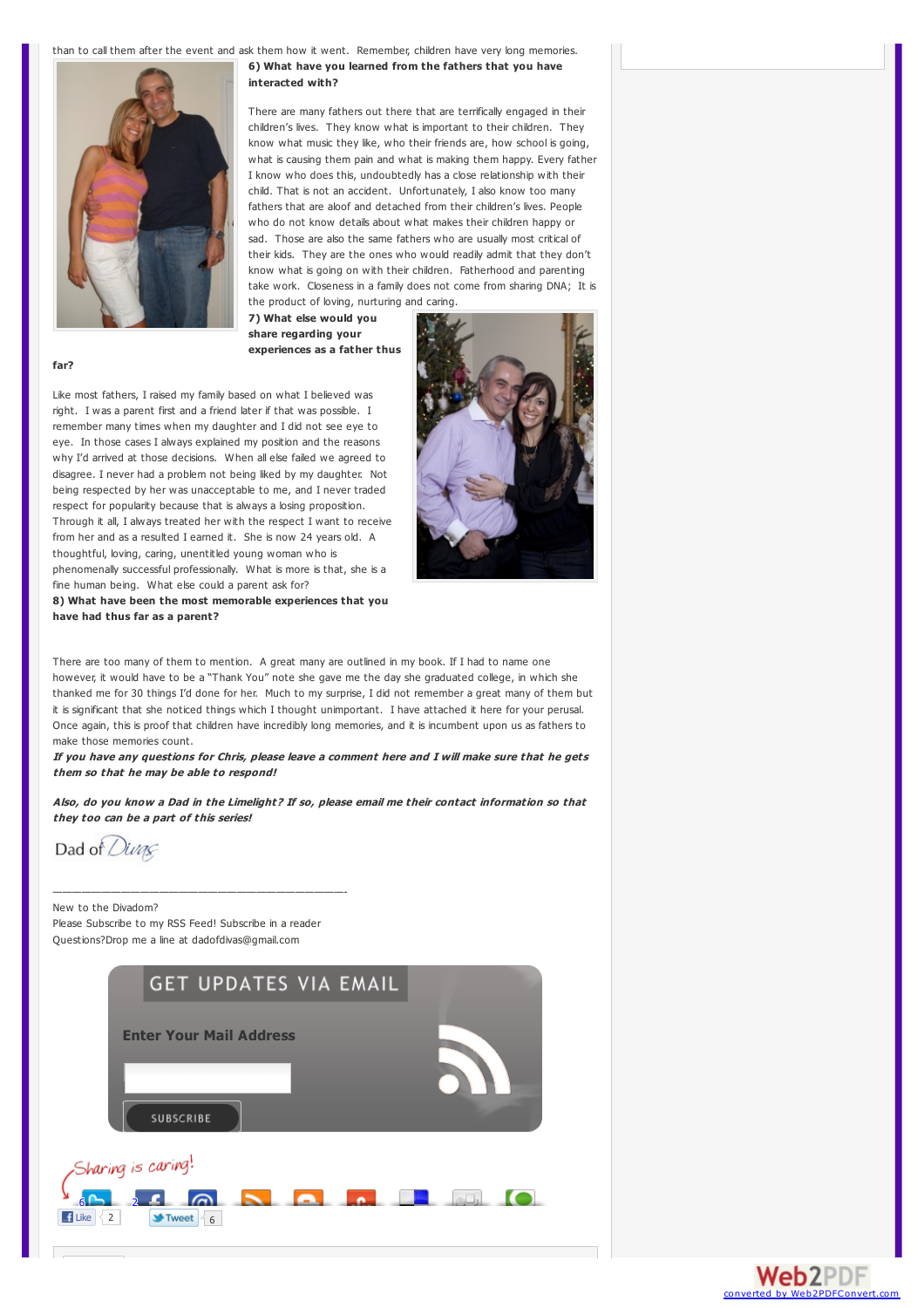than to call them after the event and ask them how it went. Remember, children have very long memories.

**6) What have you learned from the fathers that you have interacted with?**

There are many fathers out there that are terrifically engaged in their children's lives. They know what is important to their children. They know what music they like, who their friends are, how school is going, what is causing them pain and what is making them happy. Every father I know who does this, undoubtedly has a close relationship with their child. That is not an accident. Unfortunately, I also know too many fathers that are aloof and detached from their children's lives. People who do not know details about what makes their children happy or sad. Those are also the same fathers who are usually most critical of their kids. They are the ones who would readily admit that they don't know what is going on with their children. Fatherhood and parenting take work. Closeness in a family does not come from sharing DNA; It is the product of loving, nurturing and caring.

**7) What else would you share regarding your experiences as a father thus far?**

Like most fathers, I raised my family based on what I believed was right. I was a parent first and a friend later if that was possible. I remember many times when my daughter and I did not see eye to eye. In those cases I always explained my position and the reasons why I'd arrived at those decisions. When all else failed we agreed to disagree. I never had a problem not being liked by my daughter. Not being respected by her was unacceptable to me, and I never traded respect for popularity because that is always a losing proposition. Through it all, I always treated her with the respect I want to receive from her and as a resulted I earned it. She is now 24 years old. A thoughtful, loving, caring, unentitled young woman who is phenomenally successful professionally. What is more is that, she is a fine human being. What else could a parent ask for?

**8) What have been the most memorable experiences that you have had thus far as a parent?**

There are too many of them to mention. A great many are outlined in my book. If I had to name one however, it would have to be a "Thank You" note she gave me the day she graduated college, in which she thanked me for 30 things I'd done for her. Much to my surprise, I did not remember a great many of them but it is significant that she noticed things which I thought unimportant. I have attached it here for your perusal. Once again, this is proof that children have incredibly long memories, and it is incumbent upon us as fathers to make those memories count.

***If you have any questions for Chris, please leave a comment here and I will make sure that he gets them so that he may be able to respond!***

***Also, do you know a Dad in the Limelight? If so, please email me their contact information so that they too can be a part of this series!***

Dad of Divas

———————————————————————————————-

New to the Divadom?
Please Subscribe to my RSS Feed! Subscribe in a reader
Questions?Drop me a line at dadofdivas@gmail.com

GET UPDATES VIA EMAIL

Enter Your Mail Address

SUBSCRIBE

Sharing is caring!

Like 2 Tweet 6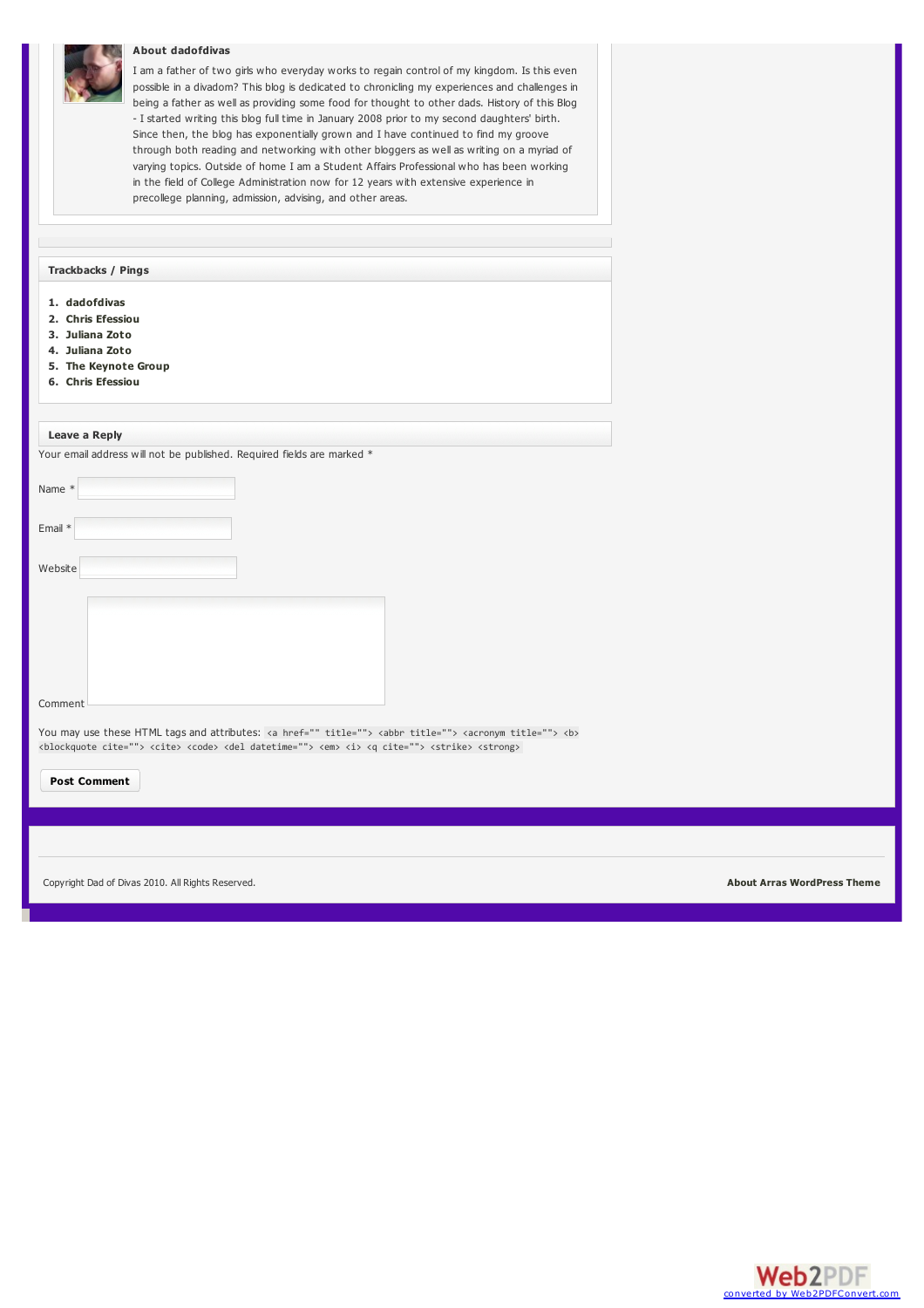### About dadofdivas

I am a father of two girls who everyday works to regain control of my kingdom. Is this even possible in a divadom? This blog is dedicated to chronicling my experiences and challenges in being a father as well as providing some food for thought to other dads. History of this Blog - I started writing this blog full time in January 2008 prior to my second daughters' birth. Since then, the blog has exponentially grown and I have continued to find my groove through both reading and networking with other bloggers as well as writing on a myriad of varying topics. Outside of home I am a Student Affairs Professional who has been working in the field of College Administration now for 12 years with extensive experience in precollege planning, admission, advising, and other areas.

### Trackbacks / Pings

1. **dadofdivas**
2. **Chris Efessiou**
3. **Juliana Zoto**
4. **Juliana Zoto**
5. **The Keynote Group**
6. **Chris Efessiou**

### Leave a Reply

Your email address will not be published. Required fields are marked *

Name *

Email *

Website

Comment

You may use these HTML tags and attributes: `<a href="" title=""> <abbr title=""> <acronym title=""> <b> <blockquote cite=""> <cite> <code> <del datetime=""> <em> <i> <q cite=""> <strike> <strong>`

**Post Comment**

Copyright Dad of Divas 2010. All Rights Reserved.

**About Arras WordPress Theme**